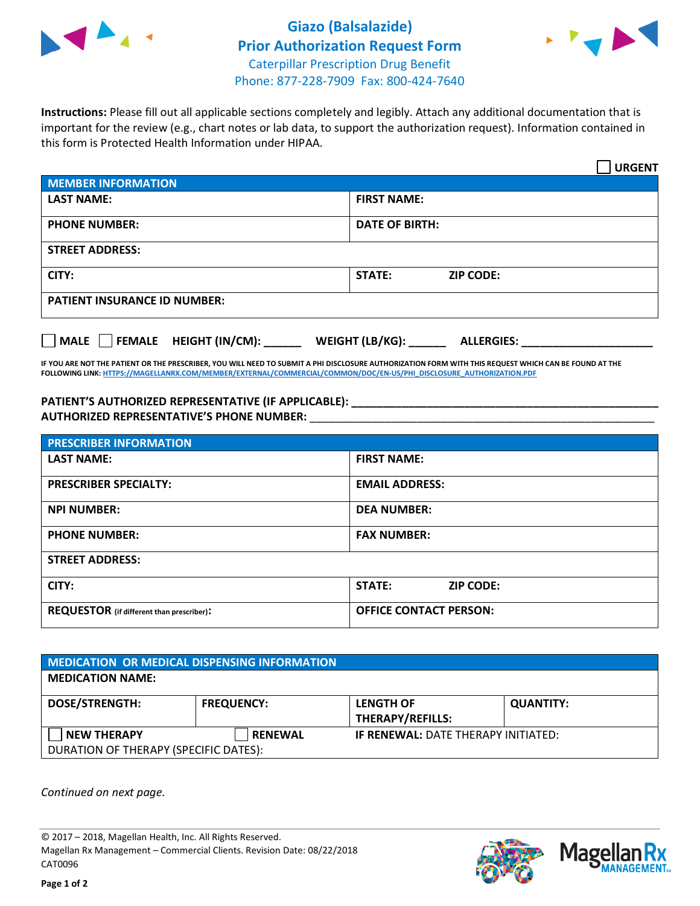# Giazo (Balsalazide)
## Prior Authorization Request Form

Caterpillar Prescription Drug Benefit
Phone: 877-228-7909 Fax: 800-424-7640

**Instructions:** Please fill out all applicable sections completely and legibly. Attach any additional documentation that is important for the review (e.g., chart notes or lab data, to support the authorization request). Information contained in this form is Protected Health Information under HIPAA.

☐ **URGENT**

| MEMBER INFORMATION | |
|---|---|
| **LAST NAME:** | **FIRST NAME:** |
| **PHONE NUMBER:** | **DATE OF BIRTH:** |
| **STREET ADDRESS:** | |
| **CITY:** | **STATE:** **ZIP CODE:** |
| **PATIENT INSURANCE ID NUMBER:** | |

☐ **MALE** ☐ **FEMALE** **HEIGHT (IN/CM):** ______ **WEIGHT (LB/KG):** ______ **ALLERGIES:** ____________________

**IF YOU ARE NOT THE PATIENT OR THE PRESCRIBER, YOU WILL NEED TO SUBMIT A PHI DISCLOSURE AUTHORIZATION FORM WITH THIS REQUEST WHICH CAN BE FOUND AT THE FOLLOWING LINK: HTTPS://MAGELLANRX.COM/MEMBER/EXTERNAL/COMMERCIAL/COMMON/DOC/EN-US/PHI_DISCLOSURE_AUTHORIZATION.PDF**

**PATIENT'S AUTHORIZED REPRESENTATIVE (IF APPLICABLE):** ____________________________________________
**AUTHORIZED REPRESENTATIVE'S PHONE NUMBER:** ____________________________________________

| PRESCRIBER INFORMATION | |
|---|---|
| **LAST NAME:** | **FIRST NAME:** |
| **PRESCRIBER SPECIALTY:** | **EMAIL ADDRESS:** |
| **NPI NUMBER:** | **DEA NUMBER:** |
| **PHONE NUMBER:** | **FAX NUMBER:** |
| **STREET ADDRESS:** | |
| **CITY:** | **STATE:** **ZIP CODE:** |
| **REQUESTOR** (if different than prescriber)**:** | **OFFICE CONTACT PERSON:** |

| MEDICATION OR MEDICAL DISPENSING INFORMATION | | | |
|---|---|---|---|
| **MEDICATION NAME:** | | | |
| **DOSE/STRENGTH:** | **FREQUENCY:** | **LENGTH OF THERAPY/REFILLS:** | **QUANTITY:** |
| ☐ **NEW THERAPY** | ☐ **RENEWAL** | **IF RENEWAL:** DATE THERAPY INITIATED: | |
| DURATION OF THERAPY (SPECIFIC DATES): | | | |

*Continued on next page.*

© 2017 – 2018, Magellan Health, Inc. All Rights Reserved.
Magellan Rx Management – Commercial Clients. Revision Date: 08/22/2018
CAT0096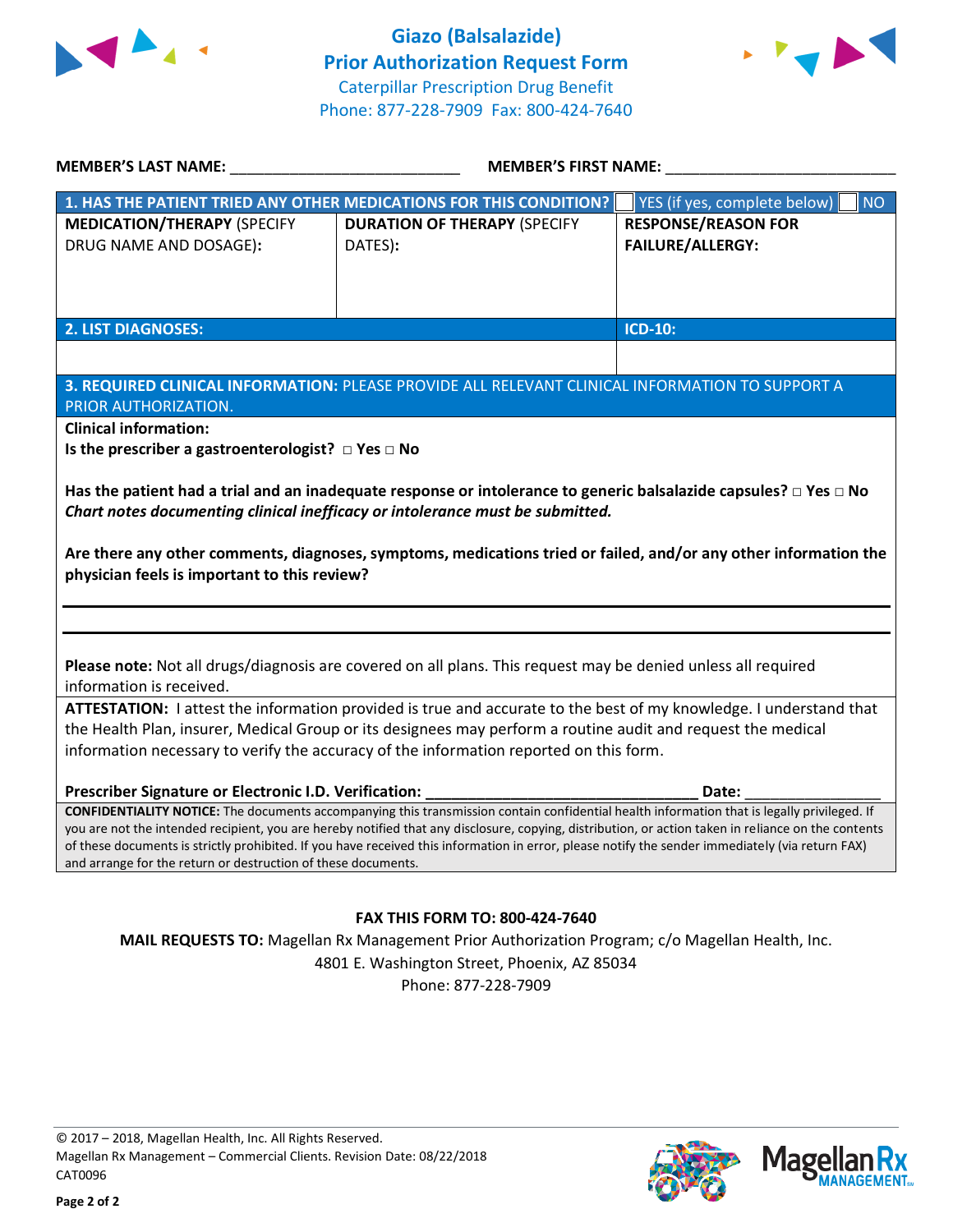# Giazo (Balsalazide)
## Prior Authorization Request Form

Caterpillar Prescription Drug Benefit
Phone: 877-228-7909  Fax: 800-424-7640

**MEMBER'S LAST NAME:** ___________________________ **MEMBER'S FIRST NAME:** ___________________________

| **1. HAS THE PATIENT TRIED ANY OTHER MEDICATIONS FOR THIS CONDITION?** | ☐ YES (if yes, complete below) | ☐ NO |
|---|---|---|
| **MEDICATION/THERAPY** (SPECIFY DRUG NAME AND DOSAGE): | **DURATION OF THERAPY** (SPECIFY DATES): | **RESPONSE/REASON FOR FAILURE/ALLERGY:** |
| | | |

| **2. LIST DIAGNOSES:** | **ICD-10:** |
|---|---|
| | |

**3. REQUIRED CLINICAL INFORMATION:** PLEASE PROVIDE ALL RELEVANT CLINICAL INFORMATION TO SUPPORT A PRIOR AUTHORIZATION.

**Clinical information:**

**Is the prescriber a gastroenterologist? □ Yes □ No**

**Has the patient had a trial and an inadequate response or intolerance to generic balsalazide capsules? □ Yes □ No**
***Chart notes documenting clinical inefficacy or intolerance must be submitted.***

**Are there any other comments, diagnoses, symptoms, medications tried or failed, and/or any other information the physician feels is important to this review?**

_______________________________________________

_______________________________________________

**Please note:** Not all drugs/diagnosis are covered on all plans. This request may be denied unless all required information is received.

**ATTESTATION:** I attest the information provided is true and accurate to the best of my knowledge. I understand that the Health Plan, insurer, Medical Group or its designees may perform a routine audit and request the medical information necessary to verify the accuracy of the information reported on this form.

**Prescriber Signature or Electronic I.D. Verification:** ________________________________ **Date:** ________________

**CONFIDENTIALITY NOTICE:** The documents accompanying this transmission contain confidential health information that is legally privileged. If you are not the intended recipient, you are hereby notified that any disclosure, copying, distribution, or action taken in reliance on the contents of these documents is strictly prohibited. If you have received this information in error, please notify the sender immediately (via return FAX) and arrange for the return or destruction of these documents.

**FAX THIS FORM TO: 800-424-7640**

**MAIL REQUESTS TO:** Magellan Rx Management Prior Authorization Program; c/o Magellan Health, Inc.
4801 E. Washington Street, Phoenix, AZ 85034
Phone: 877-228-7909

© 2017 – 2018, Magellan Health, Inc. All Rights Reserved.
Magellan Rx Management – Commercial Clients. Revision Date: 08/22/2018
CAT0096